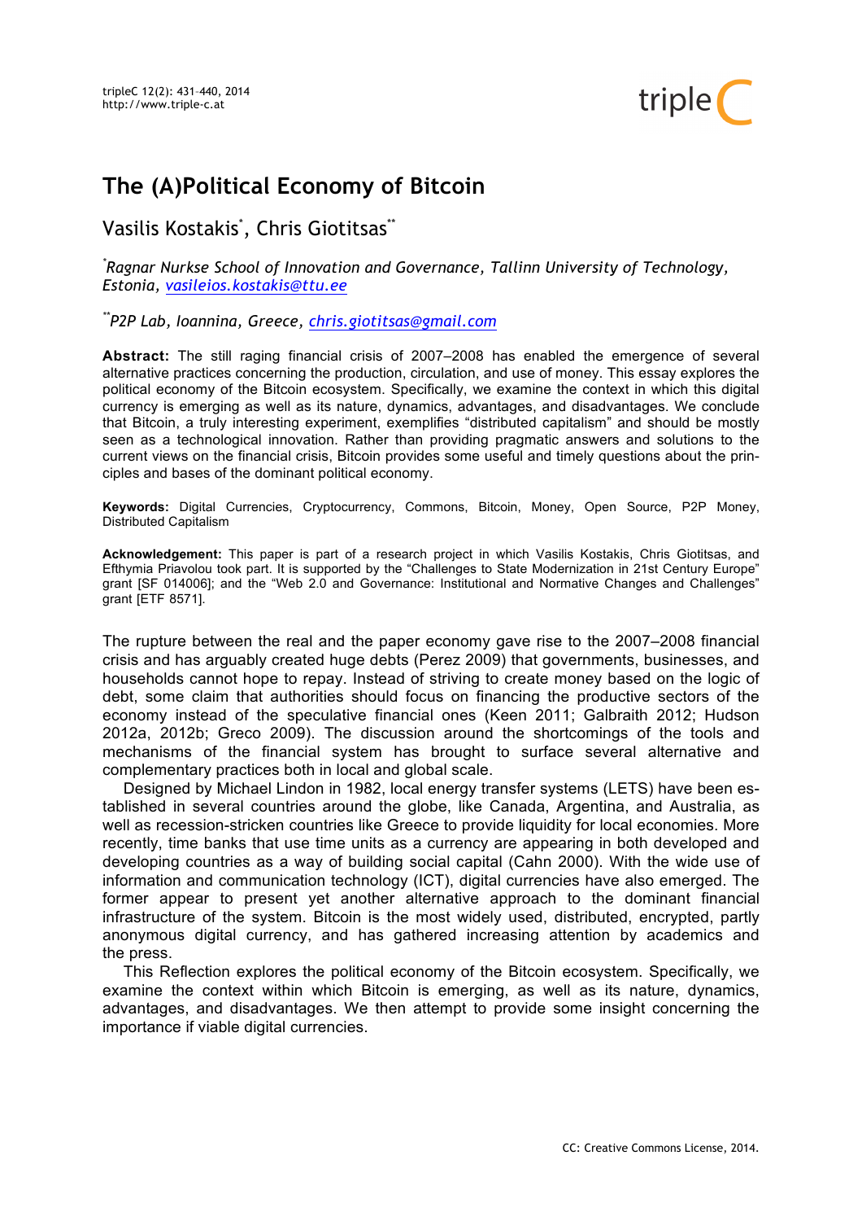# The (A)Political Economy of Bitcoin

Vasilis Kostakis[*], Chris Giotitsas[**]

[*] *Ragnar Nurkse School of Innovation and Governance, Tallinn University of Technology, Estonia, vasileios.kostakis@ttu.ee*

[**] *P2P Lab, Ioannina, Greece, chris.giotitsas@gmail.com*

**Abstract:** The still raging financial crisis of 2007–2008 has enabled the emergence of several alternative practices concerning the production, circulation, and use of money. This essay explores the political economy of the Bitcoin ecosystem. Specifically, we examine the context in which this digital currency is emerging as well as its nature, dynamics, advantages, and disadvantages. We conclude that Bitcoin, a truly interesting experiment, exemplifies "distributed capitalism" and should be mostly seen as a technological innovation. Rather than providing pragmatic answers and solutions to the current views on the financial crisis, Bitcoin provides some useful and timely questions about the principles and bases of the dominant political economy.

**Keywords:** Digital Currencies, Cryptocurrency, Commons, Bitcoin, Money, Open Source, P2P Money, Distributed Capitalism

**Acknowledgement:** This paper is part of a research project in which Vasilis Kostakis, Chris Giotitsas, and Efthymia Priavolou took part. It is supported by the "Challenges to State Modernization in 21st Century Europe" grant [SF 014006]; and the "Web 2.0 and Governance: Institutional and Normative Changes and Challenges" grant [ETF 8571].

The rupture between the real and the paper economy gave rise to the 2007–2008 financial crisis and has arguably created huge debts (Perez 2009) that governments, businesses, and households cannot hope to repay. Instead of striving to create money based on the logic of debt, some claim that authorities should focus on financing the productive sectors of the economy instead of the speculative financial ones (Keen 2011; Galbraith 2012; Hudson 2012a, 2012b; Greco 2009). The discussion around the shortcomings of the tools and mechanisms of the financial system has brought to surface several alternative and complementary practices both in local and global scale.

Designed by Michael Lindon in 1982, local energy transfer systems (LETS) have been established in several countries around the globe, like Canada, Argentina, and Australia, as well as recession-stricken countries like Greece to provide liquidity for local economies. More recently, time banks that use time units as a currency are appearing in both developed and developing countries as a way of building social capital (Cahn 2000). With the wide use of information and communication technology (ICT), digital currencies have also emerged. The former appear to present yet another alternative approach to the dominant financial infrastructure of the system. Bitcoin is the most widely used, distributed, encrypted, partly anonymous digital currency, and has gathered increasing attention by academics and the press.

This Reflection explores the political economy of the Bitcoin ecosystem. Specifically, we examine the context within which Bitcoin is emerging, as well as its nature, dynamics, advantages, and disadvantages. We then attempt to provide some insight concerning the importance if viable digital currencies.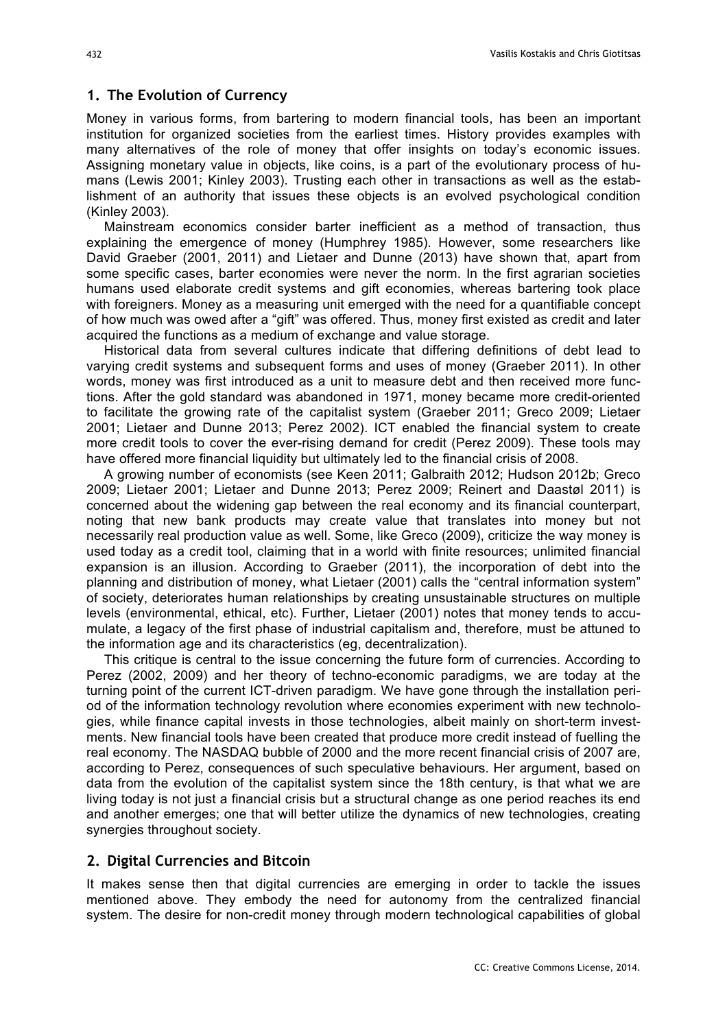## 1. The Evolution of Currency

Money in various forms, from bartering to modern financial tools, has been an important institution for organized societies from the earliest times. History provides examples with many alternatives of the role of money that offer insights on today's economic issues. Assigning monetary value in objects, like coins, is a part of the evolutionary process of humans (Lewis 2001; Kinley 2003). Trusting each other in transactions as well as the establishment of an authority that issues these objects is an evolved psychological condition (Kinley 2003).

Mainstream economics consider barter inefficient as a method of transaction, thus explaining the emergence of money (Humphrey 1985). However, some researchers like David Graeber (2001, 2011) and Lietaer and Dunne (2013) have shown that, apart from some specific cases, barter economies were never the norm. In the first agrarian societies humans used elaborate credit systems and gift economies, whereas bartering took place with foreigners. Money as a measuring unit emerged with the need for a quantifiable concept of how much was owed after a "gift" was offered. Thus, money first existed as credit and later acquired the functions as a medium of exchange and value storage.

Historical data from several cultures indicate that differing definitions of debt lead to varying credit systems and subsequent forms and uses of money (Graeber 2011). In other words, money was first introduced as a unit to measure debt and then received more functions. After the gold standard was abandoned in 1971, money became more credit-oriented to facilitate the growing rate of the capitalist system (Graeber 2011; Greco 2009; Lietaer 2001; Lietaer and Dunne 2013; Perez 2002). ICT enabled the financial system to create more credit tools to cover the ever-rising demand for credit (Perez 2009). These tools may have offered more financial liquidity but ultimately led to the financial crisis of 2008.

A growing number of economists (see Keen 2011; Galbraith 2012; Hudson 2012b; Greco 2009; Lietaer 2001; Lietaer and Dunne 2013; Perez 2009; Reinert and Daastøl 2011) is concerned about the widening gap between the real economy and its financial counterpart, noting that new bank products may create value that translates into money but not necessarily real production value as well. Some, like Greco (2009), criticize the way money is used today as a credit tool, claiming that in a world with finite resources; unlimited financial expansion is an illusion. According to Graeber (2011), the incorporation of debt into the planning and distribution of money, what Lietaer (2001) calls the "central information system" of society, deteriorates human relationships by creating unsustainable structures on multiple levels (environmental, ethical, etc). Further, Lietaer (2001) notes that money tends to accumulate, a legacy of the first phase of industrial capitalism and, therefore, must be attuned to the information age and its characteristics (eg, decentralization).

This critique is central to the issue concerning the future form of currencies. According to Perez (2002, 2009) and her theory of techno-economic paradigms, we are today at the turning point of the current ICT-driven paradigm. We have gone through the installation period of the information technology revolution where economies experiment with new technologies, while finance capital invests in those technologies, albeit mainly on short-term investments. New financial tools have been created that produce more credit instead of fuelling the real economy. The NASDAQ bubble of 2000 and the more recent financial crisis of 2007 are, according to Perez, consequences of such speculative behaviours. Her argument, based on data from the evolution of the capitalist system since the 18th century, is that what we are living today is not just a financial crisis but a structural change as one period reaches its end and another emerges; one that will better utilize the dynamics of new technologies, creating synergies throughout society.

## 2. Digital Currencies and Bitcoin

It makes sense then that digital currencies are emerging in order to tackle the issues mentioned above. They embody the need for autonomy from the centralized financial system. The desire for non-credit money through modern technological capabilities of global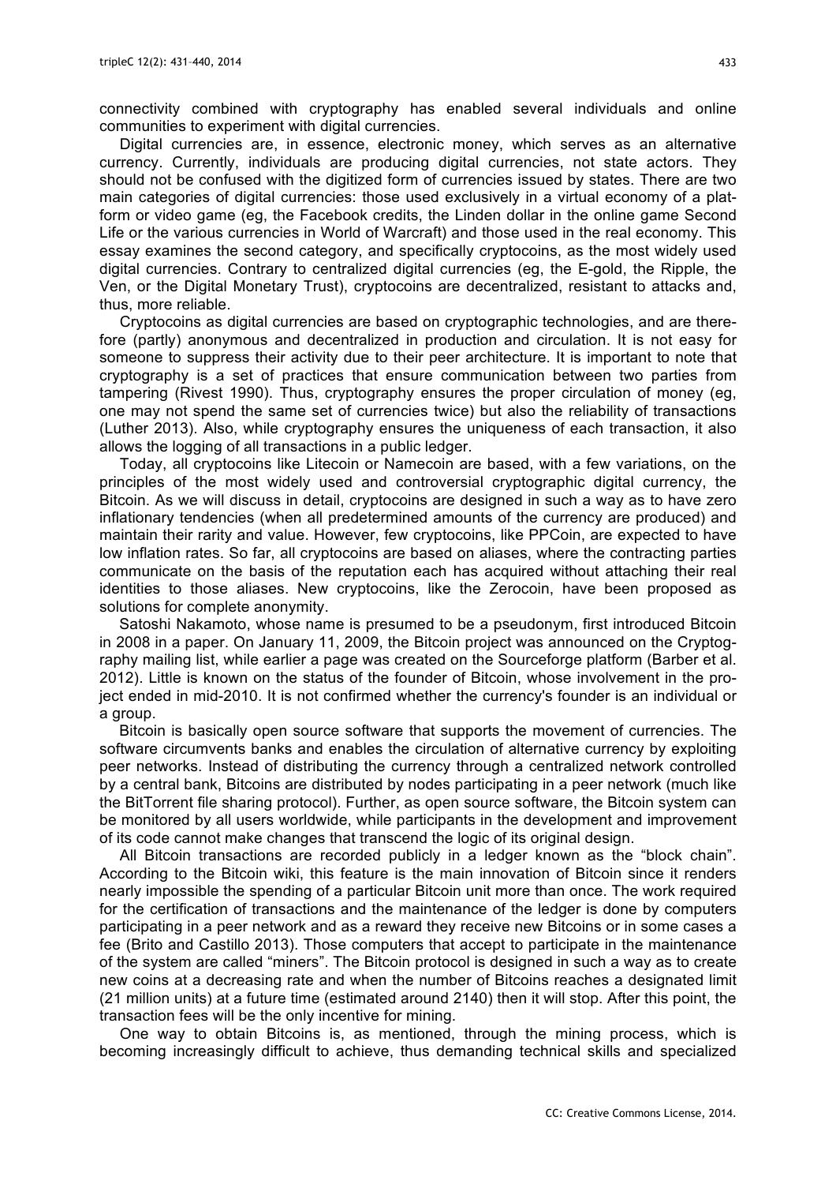connectivity combined with cryptography has enabled several individuals and online communities to experiment with digital currencies.

Digital currencies are, in essence, electronic money, which serves as an alternative currency. Currently, individuals are producing digital currencies, not state actors. They should not be confused with the digitized form of currencies issued by states. There are two main categories of digital currencies: those used exclusively in a virtual economy of a platform or video game (eg, the Facebook credits, the Linden dollar in the online game Second Life or the various currencies in World of Warcraft) and those used in the real economy. This essay examines the second category, and specifically cryptocoins, as the most widely used digital currencies. Contrary to centralized digital currencies (eg, the E-gold, the Ripple, the Ven, or the Digital Monetary Trust), cryptocoins are decentralized, resistant to attacks and, thus, more reliable.

Cryptocoins as digital currencies are based on cryptographic technologies, and are therefore (partly) anonymous and decentralized in production and circulation. It is not easy for someone to suppress their activity due to their peer architecture. It is important to note that cryptography is a set of practices that ensure communication between two parties from tampering (Rivest 1990). Thus, cryptography ensures the proper circulation of money (eg, one may not spend the same set of currencies twice) but also the reliability of transactions (Luther 2013). Also, while cryptography ensures the uniqueness of each transaction, it also allows the logging of all transactions in a public ledger.

Today, all cryptocoins like Litecoin or Namecoin are based, with a few variations, on the principles of the most widely used and controversial cryptographic digital currency, the Bitcoin. As we will discuss in detail, cryptocoins are designed in such a way as to have zero inflationary tendencies (when all predetermined amounts of the currency are produced) and maintain their rarity and value. However, few cryptocoins, like PPCoin, are expected to have low inflation rates. So far, all cryptocoins are based on aliases, where the contracting parties communicate on the basis of the reputation each has acquired without attaching their real identities to those aliases. New cryptocoins, like the Zerocoin, have been proposed as solutions for complete anonymity.

Satoshi Nakamoto, whose name is presumed to be a pseudonym, first introduced Bitcoin in 2008 in a paper. On January 11, 2009, the Bitcoin project was announced on the Cryptography mailing list, while earlier a page was created on the Sourceforge platform (Barber et al. 2012). Little is known on the status of the founder of Bitcoin, whose involvement in the project ended in mid-2010. It is not confirmed whether the currency's founder is an individual or a group.

Bitcoin is basically open source software that supports the movement of currencies. The software circumvents banks and enables the circulation of alternative currency by exploiting peer networks. Instead of distributing the currency through a centralized network controlled by a central bank, Bitcoins are distributed by nodes participating in a peer network (much like the BitTorrent file sharing protocol). Further, as open source software, the Bitcoin system can be monitored by all users worldwide, while participants in the development and improvement of its code cannot make changes that transcend the logic of its original design.

All Bitcoin transactions are recorded publicly in a ledger known as the "block chain". According to the Bitcoin wiki, this feature is the main innovation of Bitcoin since it renders nearly impossible the spending of a particular Bitcoin unit more than once. The work required for the certification of transactions and the maintenance of the ledger is done by computers participating in a peer network and as a reward they receive new Bitcoins or in some cases a fee (Brito and Castillo 2013). Those computers that accept to participate in the maintenance of the system are called "miners". The Bitcoin protocol is designed in such a way as to create new coins at a decreasing rate and when the number of Bitcoins reaches a designated limit (21 million units) at a future time (estimated around 2140) then it will stop. After this point, the transaction fees will be the only incentive for mining.

One way to obtain Bitcoins is, as mentioned, through the mining process, which is becoming increasingly difficult to achieve, thus demanding technical skills and specialized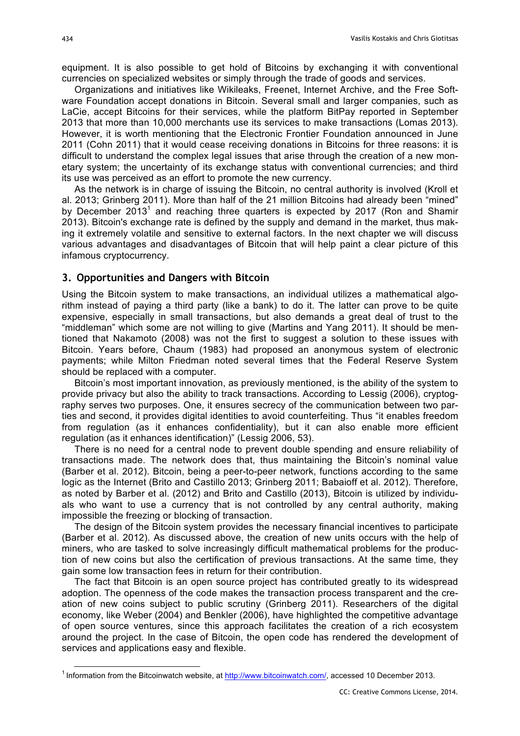equipment. It is also possible to get hold of Bitcoins by exchanging it with conventional currencies on specialized websites or simply through the trade of goods and services.

Organizations and initiatives like Wikileaks, Freenet, Internet Archive, and the Free Software Foundation accept donations in Bitcoin. Several small and larger companies, such as LaCie, accept Bitcoins for their services, while the platform BitPay reported in September 2013 that more than 10,000 merchants use its services to make transactions (Lomas 2013). However, it is worth mentioning that the Electronic Frontier Foundation announced in June 2011 (Cohn 2011) that it would cease receiving donations in Bitcoins for three reasons: it is difficult to understand the complex legal issues that arise through the creation of a new monetary system; the uncertainty of its exchange status with conventional currencies; and third its use was perceived as an effort to promote the new currency.

As the network is in charge of issuing the Bitcoin, no central authority is involved (Kroll et al. 2013; Grinberg 2011). More than half of the 21 million Bitcoins had already been "mined" by December 2013[1] and reaching three quarters is expected by 2017 (Ron and Shamir 2013). Bitcoin's exchange rate is defined by the supply and demand in the market, thus making it extremely volatile and sensitive to external factors. In the next chapter we will discuss various advantages and disadvantages of Bitcoin that will help paint a clear picture of this infamous cryptocurrency.

## 3. Opportunities and Dangers with Bitcoin

Using the Bitcoin system to make transactions, an individual utilizes a mathematical algorithm instead of paying a third party (like a bank) to do it. The latter can prove to be quite expensive, especially in small transactions, but also demands a great deal of trust to the "middleman" which some are not willing to give (Martins and Yang 2011). It should be mentioned that Nakamoto (2008) was not the first to suggest a solution to these issues with Bitcoin. Years before, Chaum (1983) had proposed an anonymous system of electronic payments; while Milton Friedman noted several times that the Federal Reserve System should be replaced with a computer.

Bitcoin's most important innovation, as previously mentioned, is the ability of the system to provide privacy but also the ability to track transactions. According to Lessig (2006), cryptography serves two purposes. One, it ensures secrecy of the communication between two parties and second, it provides digital identities to avoid counterfeiting. Thus "it enables freedom from regulation (as it enhances confidentiality), but it can also enable more efficient regulation (as it enhances identification)" (Lessig 2006, 53).

There is no need for a central node to prevent double spending and ensure reliability of transactions made. The network does that, thus maintaining the Bitcoin's nominal value (Barber et al. 2012). Bitcoin, being a peer-to-peer network, functions according to the same logic as the Internet (Brito and Castillo 2013; Grinberg 2011; Babaioff et al. 2012). Therefore, as noted by Barber et al. (2012) and Brito and Castillo (2013), Bitcoin is utilized by individuals who want to use a currency that is not controlled by any central authority, making impossible the freezing or blocking of transaction.

The design of the Bitcoin system provides the necessary financial incentives to participate (Barber et al. 2012). As discussed above, the creation of new units occurs with the help of miners, who are tasked to solve increasingly difficult mathematical problems for the production of new coins but also the certification of previous transactions. At the same time, they gain some low transaction fees in return for their contribution.

The fact that Bitcoin is an open source project has contributed greatly to its widespread adoption. The openness of the code makes the transaction process transparent and the creation of new coins subject to public scrutiny (Grinberg 2011). Researchers of the digital economy, like Weber (2004) and Benkler (2006), have highlighted the competitive advantage of open source ventures, since this approach facilitates the creation of a rich ecosystem around the project. In the case of Bitcoin, the open code has rendered the development of services and applications easy and flexible.

---

[1] Information from the Bitcoinwatch website, at http://www.bitcoinwatch.com/, accessed 10 December 2013.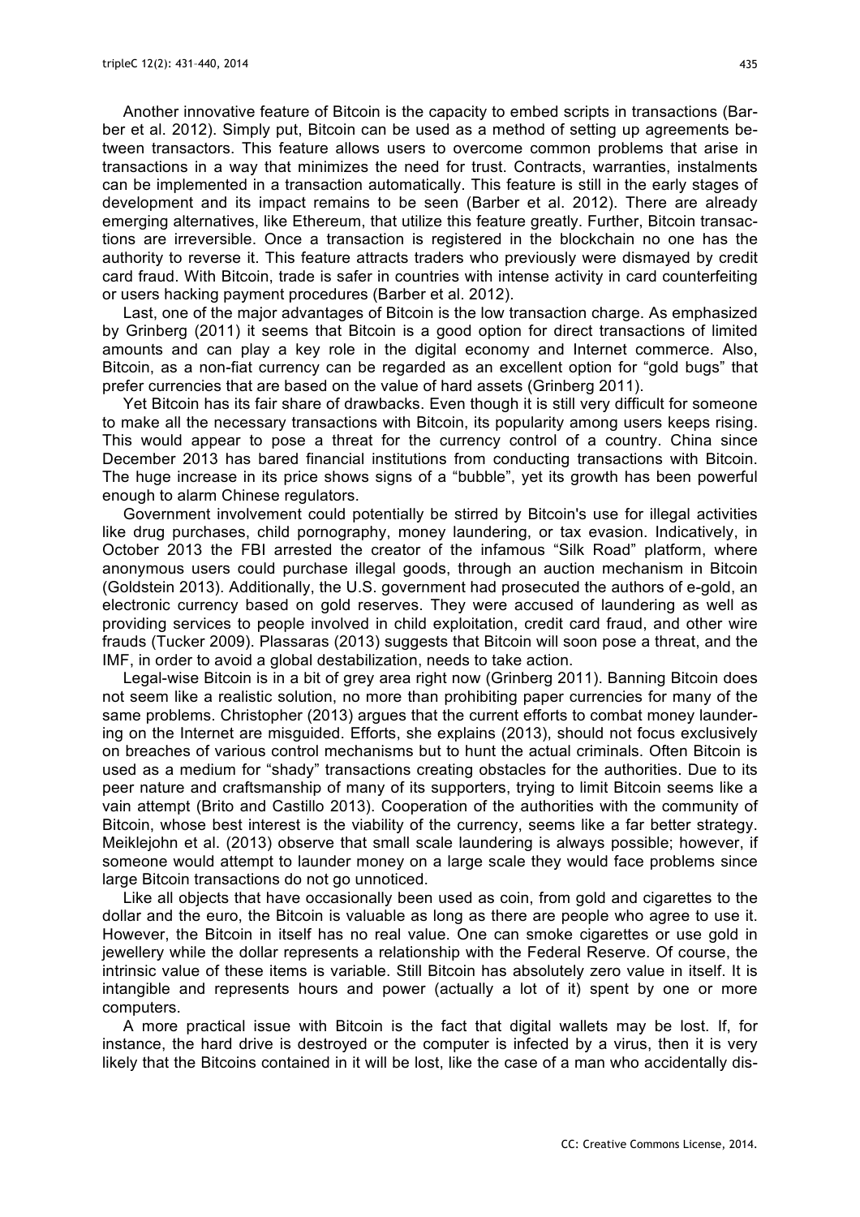Another innovative feature of Bitcoin is the capacity to embed scripts in transactions (Barber et al. 2012). Simply put, Bitcoin can be used as a method of setting up agreements between transactors. This feature allows users to overcome common problems that arise in transactions in a way that minimizes the need for trust. Contracts, warranties, instalments can be implemented in a transaction automatically. This feature is still in the early stages of development and its impact remains to be seen (Barber et al. 2012). There are already emerging alternatives, like Ethereum, that utilize this feature greatly. Further, Bitcoin transactions are irreversible. Once a transaction is registered in the blockchain no one has the authority to reverse it. This feature attracts traders who previously were dismayed by credit card fraud. With Bitcoin, trade is safer in countries with intense activity in card counterfeiting or users hacking payment procedures (Barber et al. 2012).

Last, one of the major advantages of Bitcoin is the low transaction charge. As emphasized by Grinberg (2011) it seems that Bitcoin is a good option for direct transactions of limited amounts and can play a key role in the digital economy and Internet commerce. Also, Bitcoin, as a non-fiat currency can be regarded as an excellent option for "gold bugs" that prefer currencies that are based on the value of hard assets (Grinberg 2011).

Yet Bitcoin has its fair share of drawbacks. Even though it is still very difficult for someone to make all the necessary transactions with Bitcoin, its popularity among users keeps rising. This would appear to pose a threat for the currency control of a country. China since December 2013 has bared financial institutions from conducting transactions with Bitcoin. The huge increase in its price shows signs of a "bubble", yet its growth has been powerful enough to alarm Chinese regulators.

Government involvement could potentially be stirred by Bitcoin's use for illegal activities like drug purchases, child pornography, money laundering, or tax evasion. Indicatively, in October 2013 the FBI arrested the creator of the infamous "Silk Road" platform, where anonymous users could purchase illegal goods, through an auction mechanism in Bitcoin (Goldstein 2013). Additionally, the U.S. government had prosecuted the authors of e-gold, an electronic currency based on gold reserves. They were accused of laundering as well as providing services to people involved in child exploitation, credit card fraud, and other wire frauds (Tucker 2009). Plassaras (2013) suggests that Bitcoin will soon pose a threat, and the IMF, in order to avoid a global destabilization, needs to take action.

Legal-wise Bitcoin is in a bit of grey area right now (Grinberg 2011). Banning Bitcoin does not seem like a realistic solution, no more than prohibiting paper currencies for many of the same problems. Christopher (2013) argues that the current efforts to combat money laundering on the Internet are misguided. Efforts, she explains (2013), should not focus exclusively on breaches of various control mechanisms but to hunt the actual criminals. Often Bitcoin is used as a medium for "shady" transactions creating obstacles for the authorities. Due to its peer nature and craftsmanship of many of its supporters, trying to limit Bitcoin seems like a vain attempt (Brito and Castillo 2013). Cooperation of the authorities with the community of Bitcoin, whose best interest is the viability of the currency, seems like a far better strategy. Meiklejohn et al. (2013) observe that small scale laundering is always possible; however, if someone would attempt to launder money on a large scale they would face problems since large Bitcoin transactions do not go unnoticed.

Like all objects that have occasionally been used as coin, from gold and cigarettes to the dollar and the euro, the Bitcoin is valuable as long as there are people who agree to use it. However, the Bitcoin in itself has no real value. One can smoke cigarettes or use gold in jewellery while the dollar represents a relationship with the Federal Reserve. Of course, the intrinsic value of these items is variable. Still Bitcoin has absolutely zero value in itself. It is intangible and represents hours and power (actually a lot of it) spent by one or more computers.

A more practical issue with Bitcoin is the fact that digital wallets may be lost. If, for instance, the hard drive is destroyed or the computer is infected by a virus, then it is very likely that the Bitcoins contained in it will be lost, like the case of a man who accidentally dis-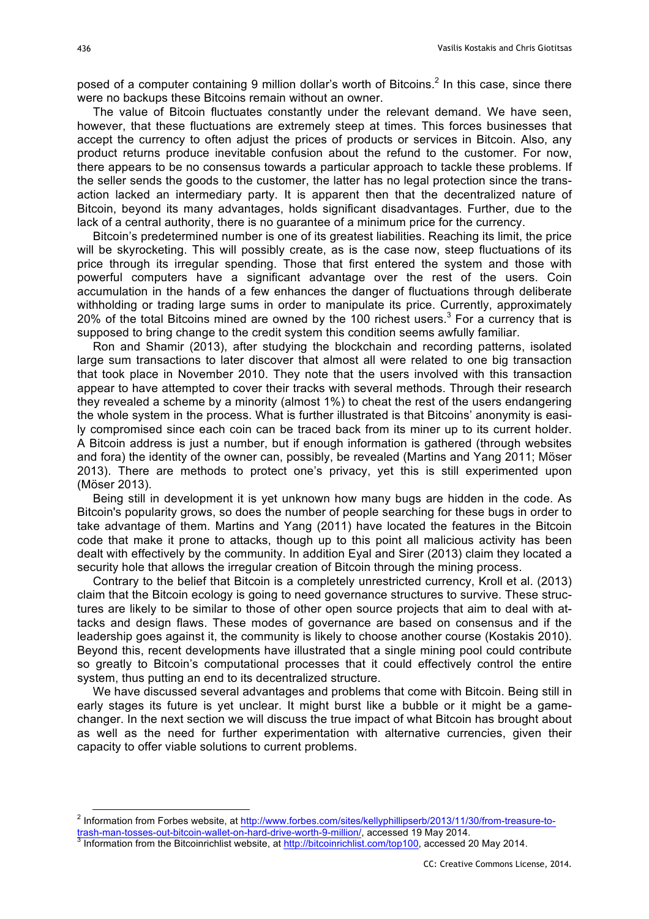posed of a computer containing 9 million dollar's worth of Bitcoins.[2] In this case, since there were no backups these Bitcoins remain without an owner.

The value of Bitcoin fluctuates constantly under the relevant demand. We have seen, however, that these fluctuations are extremely steep at times. This forces businesses that accept the currency to often adjust the prices of products or services in Bitcoin. Also, any product returns produce inevitable confusion about the refund to the customer. For now, there appears to be no consensus towards a particular approach to tackle these problems. If the seller sends the goods to the customer, the latter has no legal protection since the transaction lacked an intermediary party. It is apparent then that the decentralized nature of Bitcoin, beyond its many advantages, holds significant disadvantages. Further, due to the lack of a central authority, there is no guarantee of a minimum price for the currency.

Bitcoin's predetermined number is one of its greatest liabilities. Reaching its limit, the price will be skyrocketing. This will possibly create, as is the case now, steep fluctuations of its price through its irregular spending. Those that first entered the system and those with powerful computers have a significant advantage over the rest of the users. Coin accumulation in the hands of a few enhances the danger of fluctuations through deliberate withholding or trading large sums in order to manipulate its price. Currently, approximately 20% of the total Bitcoins mined are owned by the 100 richest users.[3] For a currency that is supposed to bring change to the credit system this condition seems awfully familiar.

Ron and Shamir (2013), after studying the blockchain and recording patterns, isolated large sum transactions to later discover that almost all were related to one big transaction that took place in November 2010. They note that the users involved with this transaction appear to have attempted to cover their tracks with several methods. Through their research they revealed a scheme by a minority (almost 1%) to cheat the rest of the users endangering the whole system in the process. What is further illustrated is that Bitcoins' anonymity is easily compromised since each coin can be traced back from its miner up to its current holder. A Bitcoin address is just a number, but if enough information is gathered (through websites and fora) the identity of the owner can, possibly, be revealed (Martins and Yang 2011; Möser 2013). There are methods to protect one's privacy, yet this is still experimented upon (Möser 2013).

Being still in development it is yet unknown how many bugs are hidden in the code. As Bitcoin's popularity grows, so does the number of people searching for these bugs in order to take advantage of them. Martins and Yang (2011) have located the features in the Bitcoin code that make it prone to attacks, though up to this point all malicious activity has been dealt with effectively by the community. In addition Eyal and Sirer (2013) claim they located a security hole that allows the irregular creation of Bitcoin through the mining process.

Contrary to the belief that Bitcoin is a completely unrestricted currency, Kroll et al. (2013) claim that the Bitcoin ecology is going to need governance structures to survive. These structures are likely to be similar to those of other open source projects that aim to deal with attacks and design flaws. These modes of governance are based on consensus and if the leadership goes against it, the community is likely to choose another course (Kostakis 2010). Beyond this, recent developments have illustrated that a single mining pool could contribute so greatly to Bitcoin's computational processes that it could effectively control the entire system, thus putting an end to its decentralized structure.

We have discussed several advantages and problems that come with Bitcoin. Being still in early stages its future is yet unclear. It might burst like a bubble or it might be a game-changer. In the next section we will discuss the true impact of what Bitcoin has brought about as well as the need for further experimentation with alternative currencies, given their capacity to offer viable solutions to current problems.

[2] Information from Forbes website, at http://www.forbes.com/sites/kellyphillipserb/2013/11/30/from-treasure-to-trash-man-tosses-out-bitcoin-wallet-on-hard-drive-worth-9-million/, accessed 19 May 2014.

[3] Information from the Bitcoinrichlist website, at http://bitcoinrichlist.com/top100, accessed 20 May 2014.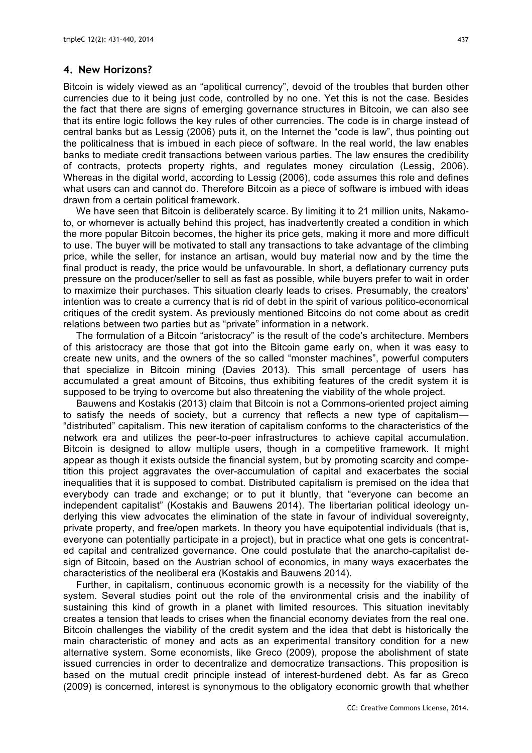## 4. New Horizons?

Bitcoin is widely viewed as an "apolitical currency", devoid of the troubles that burden other currencies due to it being just code, controlled by no one. Yet this is not the case. Besides the fact that there are signs of emerging governance structures in Bitcoin, we can also see that its entire logic follows the key rules of other currencies. The code is in charge instead of central banks but as Lessig (2006) puts it, on the Internet the "code is law", thus pointing out the politicalness that is imbued in each piece of software. In the real world, the law enables banks to mediate credit transactions between various parties. The law ensures the credibility of contracts, protects property rights, and regulates money circulation (Lessig, 2006). Whereas in the digital world, according to Lessig (2006), code assumes this role and defines what users can and cannot do. Therefore Bitcoin as a piece of software is imbued with ideas drawn from a certain political framework.

We have seen that Bitcoin is deliberately scarce. By limiting it to 21 million units, Nakamoto, or whomever is actually behind this project, has inadvertently created a condition in which the more popular Bitcoin becomes, the higher its price gets, making it more and more difficult to use. The buyer will be motivated to stall any transactions to take advantage of the climbing price, while the seller, for instance an artisan, would buy material now and by the time the final product is ready, the price would be unfavourable. In short, a deflationary currency puts pressure on the producer/seller to sell as fast as possible, while buyers prefer to wait in order to maximize their purchases. This situation clearly leads to crises. Presumably, the creators' intention was to create a currency that is rid of debt in the spirit of various politico-economical critiques of the credit system. As previously mentioned Bitcoins do not come about as credit relations between two parties but as "private" information in a network.

The formulation of a Bitcoin "aristocracy" is the result of the code's architecture. Members of this aristocracy are those that got into the Bitcoin game early on, when it was easy to create new units, and the owners of the so called "monster machines", powerful computers that specialize in Bitcoin mining (Davies 2013). This small percentage of users has accumulated a great amount of Bitcoins, thus exhibiting features of the credit system it is supposed to be trying to overcome but also threatening the viability of the whole project.

Bauwens and Kostakis (2013) claim that Bitcoin is not a Commons-oriented project aiming to satisfy the needs of society, but a currency that reflects a new type of capitalism—"distributed" capitalism. This new iteration of capitalism conforms to the characteristics of the network era and utilizes the peer-to-peer infrastructures to achieve capital accumulation. Bitcoin is designed to allow multiple users, though in a competitive framework. It might appear as though it exists outside the financial system, but by promoting scarcity and competition this project aggravates the over-accumulation of capital and exacerbates the social inequalities that it is supposed to combat. Distributed capitalism is premised on the idea that everybody can trade and exchange; or to put it bluntly, that "everyone can become an independent capitalist" (Kostakis and Bauwens 2014). The libertarian political ideology underlying this view advocates the elimination of the state in favour of individual sovereignty, private property, and free/open markets. In theory you have equipotential individuals (that is, everyone can potentially participate in a project), but in practice what one gets is concentrated capital and centralized governance. One could postulate that the anarcho-capitalist design of Bitcoin, based on the Austrian school of economics, in many ways exacerbates the characteristics of the neoliberal era (Kostakis and Bauwens 2014).

Further, in capitalism, continuous economic growth is a necessity for the viability of the system. Several studies point out the role of the environmental crisis and the inability of sustaining this kind of growth in a planet with limited resources. This situation inevitably creates a tension that leads to crises when the financial economy deviates from the real one. Bitcoin challenges the viability of the credit system and the idea that debt is historically the main characteristic of money and acts as an experimental transitory condition for a new alternative system. Some economists, like Greco (2009), propose the abolishment of state issued currencies in order to decentralize and democratize transactions. This proposition is based on the mutual credit principle instead of interest-burdened debt. As far as Greco (2009) is concerned, interest is synonymous to the obligatory economic growth that whether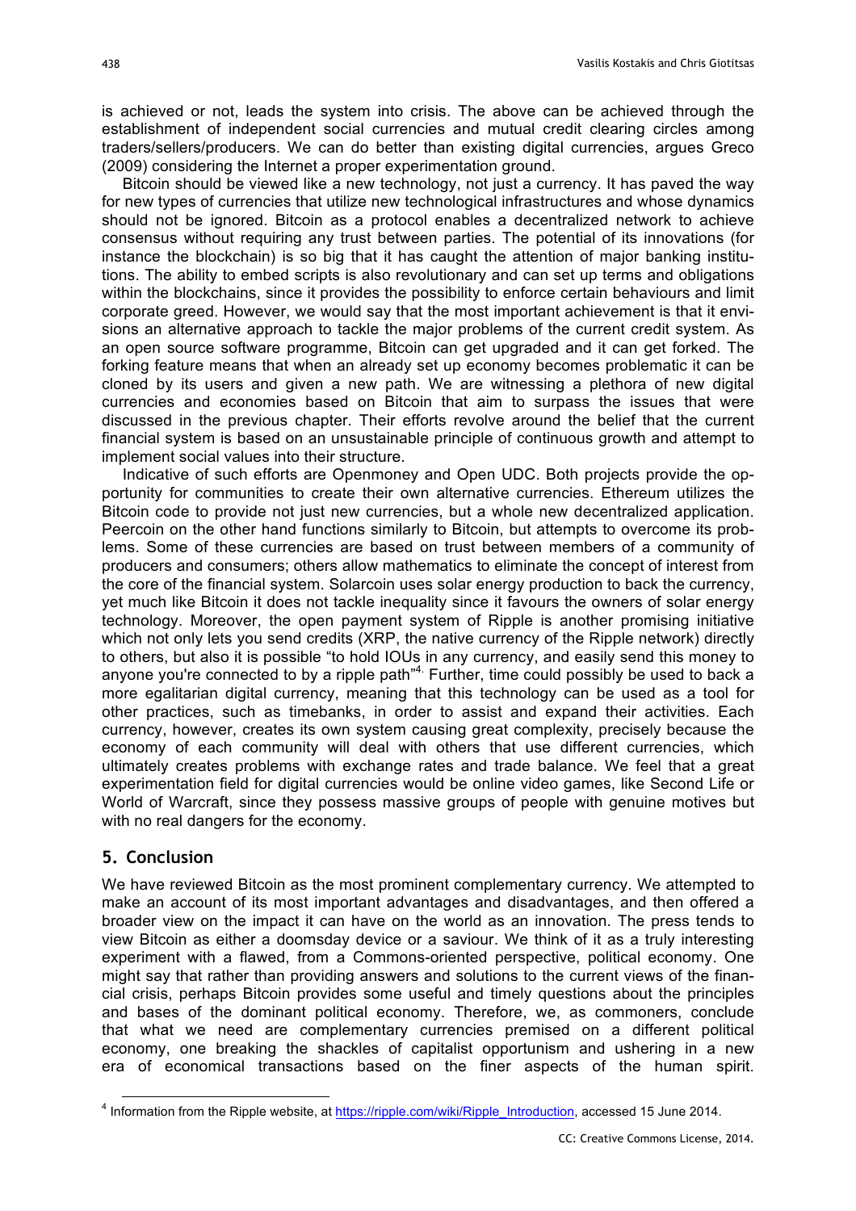is achieved or not, leads the system into crisis. The above can be achieved through the establishment of independent social currencies and mutual credit clearing circles among traders/sellers/producers. We can do better than existing digital currencies, argues Greco (2009) considering the Internet a proper experimentation ground.

Bitcoin should be viewed like a new technology, not just a currency. It has paved the way for new types of currencies that utilize new technological infrastructures and whose dynamics should not be ignored. Bitcoin as a protocol enables a decentralized network to achieve consensus without requiring any trust between parties. The potential of its innovations (for instance the blockchain) is so big that it has caught the attention of major banking institutions. The ability to embed scripts is also revolutionary and can set up terms and obligations within the blockchains, since it provides the possibility to enforce certain behaviours and limit corporate greed. However, we would say that the most important achievement is that it envisions an alternative approach to tackle the major problems of the current credit system. As an open source software programme, Bitcoin can get upgraded and it can get forked. The forking feature means that when an already set up economy becomes problematic it can be cloned by its users and given a new path. We are witnessing a plethora of new digital currencies and economies based on Bitcoin that aim to surpass the issues that were discussed in the previous chapter. Their efforts revolve around the belief that the current financial system is based on an unsustainable principle of continuous growth and attempt to implement social values into their structure.

Indicative of such efforts are Openmoney and Open UDC. Both projects provide the opportunity for communities to create their own alternative currencies. Ethereum utilizes the Bitcoin code to provide not just new currencies, but a whole new decentralized application. Peercoin on the other hand functions similarly to Bitcoin, but attempts to overcome its problems. Some of these currencies are based on trust between members of a community of producers and consumers; others allow mathematics to eliminate the concept of interest from the core of the financial system. Solarcoin uses solar energy production to back the currency, yet much like Bitcoin it does not tackle inequality since it favours the owners of solar energy technology. Moreover, the open payment system of Ripple is another promising initiative which not only lets you send credits (XRP, the native currency of the Ripple network) directly to others, but also it is possible "to hold IOUs in any currency, and easily send this money to anyone you're connected to by a ripple path"[4]. Further, time could possibly be used to back a more egalitarian digital currency, meaning that this technology can be used as a tool for other practices, such as timebanks, in order to assist and expand their activities. Each currency, however, creates its own system causing great complexity, precisely because the economy of each community will deal with others that use different currencies, which ultimately creates problems with exchange rates and trade balance. We feel that a great experimentation field for digital currencies would be online video games, like Second Life or World of Warcraft, since they possess massive groups of people with genuine motives but with no real dangers for the economy.

## 5. Conclusion

We have reviewed Bitcoin as the most prominent complementary currency. We attempted to make an account of its most important advantages and disadvantages, and then offered a broader view on the impact it can have on the world as an innovation. The press tends to view Bitcoin as either a doomsday device or a saviour. We think of it as a truly interesting experiment with a flawed, from a Commons-oriented perspective, political economy. One might say that rather than providing answers and solutions to the current views of the financial crisis, perhaps Bitcoin provides some useful and timely questions about the principles and bases of the dominant political economy. Therefore, we, as commoners, conclude that what we need are complementary currencies premised on a different political economy, one breaking the shackles of capitalist opportunism and ushering in a new era of economical transactions based on the finer aspects of the human spirit.

[4] Information from the Ripple website, at https://ripple.com/wiki/Ripple_Introduction, accessed 15 June 2014.

CC: Creative Commons License, 2014.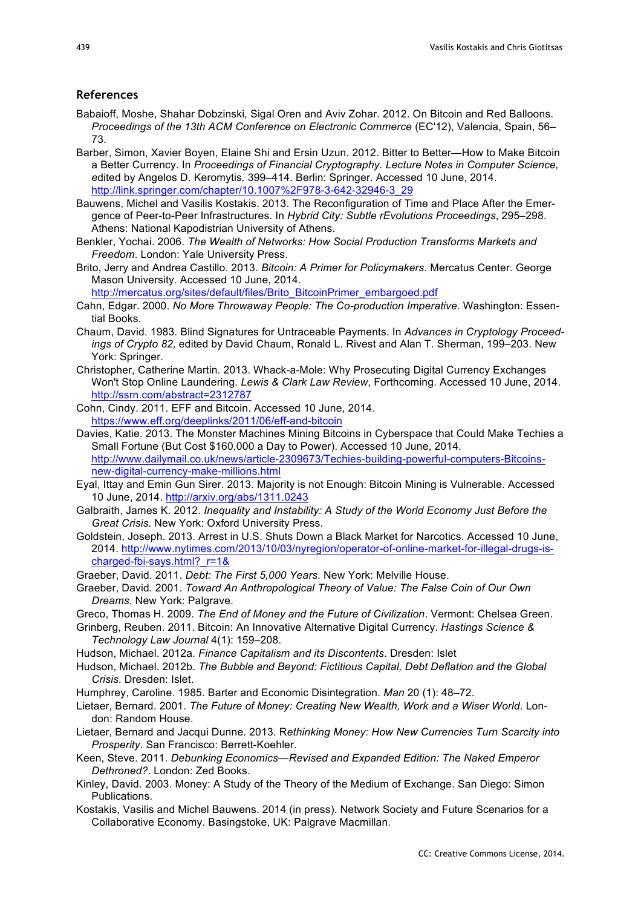## References

Babaioff, Moshe, Shahar Dobzinski, Sigal Oren and Aviv Zohar. 2012. On Bitcoin and Red Balloons. *Proceedings of the 13th ACM Conference on Electronic Commerce* (EC'12), Valencia, Spain, 56–73.

Barber, Simon, Xavier Boyen, Elaine Shi and Ersin Uzun. 2012. Bitter to Better—How to Make Bitcoin a Better Currency. In *Proceedings of Financial Cryptography. Lecture Notes in Computer Science, e*dited by Angelos D. Keromytis*,* 399–414. Berlin: Springer. Accessed 10 June, 2014. http://link.springer.com/chapter/10.1007%2F978-3-642-32946-3_29

Bauwens, Michel and Vasilis Kostakis. 2013. The Reconfiguration of Time and Place After the Emergence of Peer-to-Peer Infrastructures. In *Hybrid City: Subtle rEvolutions Proceedings*, 295–298. Athens: National Kapodistrian University of Athens.

Benkler, Yochai. 2006. *The Wealth of Networks: How Social Production Transforms Markets and Freedom*. London: Yale University Press.

Brito, Jerry and Andrea Castillo. 2013. *Bitcoin: A Primer for Policymakers*. Mercatus Center. George Mason University. Accessed 10 June, 2014. http://mercatus.org/sites/default/files/Brito_BitcoinPrimer_embargoed.pdf

Cahn, Edgar. 2000. *No More Throwaway People: The Co-production Imperative*. Washington: Essential Books.

Chaum, David. 1983. Blind Signatures for Untraceable Payments. In *Advances in Cryptology Proceedings of Crypto 82,* edited by David Chaum, Ronald L. Rivest and Alan T. Sherman, 199–203. New York: Springer.

Christopher, Catherine Martin. 2013. Whack-a-Mole: Why Prosecuting Digital Currency Exchanges Won't Stop Online Laundering. *Lewis & Clark Law Review*, Forthcoming. Accessed 10 June, 2014. http://ssrn.com/abstract=2312787

Cohn, Cindy. 2011. EFF and Bitcoin. Accessed 10 June, 2014. https://www.eff.org/deeplinks/2011/06/eff-and-bitcoin

Davies, Katie. 2013. The Monster Machines Mining Bitcoins in Cyberspace that Could Make Techies a Small Fortune (But Cost $160,000 a Day to Power). Accessed 10 June, 2014. http://www.dailymail.co.uk/news/article-2309673/Techies-building-powerful-computers-Bitcoins-new-digital-currency-make-millions.html

Eyal, Ittay and Emin Gun Sirer. 2013. Majority is not Enough: Bitcoin Mining is Vulnerable. Accessed 10 June, 2014. http://arxiv.org/abs/1311.0243

Galbraith, James K. 2012. *Inequality and Instability: A Study of the World Economy Just Before the Great Crisis*. New York: Oxford University Press.

Goldstein, Joseph. 2013. Arrest in U.S. Shuts Down a Black Market for Narcotics. Accessed 10 June, 2014. http://www.nytimes.com/2013/10/03/nyregion/operator-of-online-market-for-illegal-drugs-is-charged-fbi-says.html?_r=1&

Graeber, David. 2011. *Debt: The First 5,000 Years*. New York: Melville House.

Graeber, David. 2001. *Toward An Anthropological Theory of Value: The False Coin of Our Own Dreams*. New York: Palgrave.

Greco, Thomas H. 2009. *The End of Money and the Future of Civilization*. Vermont: Chelsea Green.

Grinberg, Reuben. 2011. Bitcoin: An Innovative Alternative Digital Currency. *Hastings Science & Technology Law Journal* 4(1): 159–208.

Hudson, Michael. 2012a. *Finance Capitalism and its Discontents*. Dresden: Islet

Hudson, Michael. 2012b. *The Bubble and Beyond: Fictitious Capital, Debt Deflation and the Global Crisis*. Dresden: Islet.

Humphrey, Caroline. 1985. Barter and Economic Disintegration. *Man* 20 (1): 48–72.

Lietaer, Bernard. 2001. *The Future of Money: Creating New Wealth, Work and a Wiser World*. London: Random House.

Lietaer, Bernard and Jacqui Dunne. 2013. R*ethinking Money: How New Currencies Turn Scarcity into Prosperity*. San Francisco: Berrett-Koehler.

Keen, Steve. 2011. *Debunking Economics—Revised and Expanded Edition: The Naked Emperor Dethroned?*. London: Zed Books.

Kinley, David. 2003. Money: A Study of the Theory of the Medium of Exchange. San Diego: Simon Publications.

Kostakis, Vasilis and Michel Bauwens. 2014 (in press). Network Society and Future Scenarios for a Collaborative Economy. Basingstoke, UK: Palgrave Macmillan.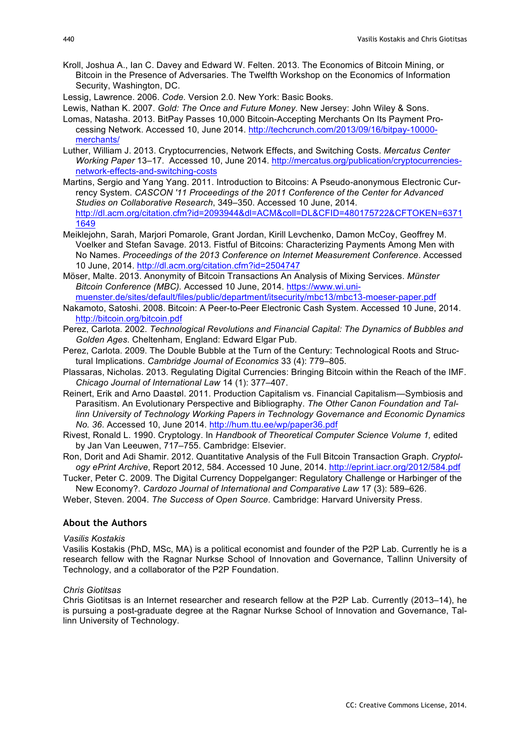Kroll, Joshua A., Ian C. Davey and Edward W. Felten. 2013. The Economics of Bitcoin Mining, or Bitcoin in the Presence of Adversaries. The Twelfth Workshop on the Economics of Information Security, Washington, DC.

Lessig, Lawrence. 2006. *Code.* Version 2.0. New York: Basic Books.

Lewis, Nathan K. 2007. *Gold: The Once and Future Money*. New Jersey: John Wiley & Sons.

Lomas, Natasha. 2013. BitPay Passes 10,000 Bitcoin-Accepting Merchants On Its Payment Processing Network. Accessed 10, June 2014. http://techcrunch.com/2013/09/16/bitpay-10000-merchants/

Luther, William J. 2013. Cryptocurrencies, Network Effects, and Switching Costs. *Mercatus Center Working Paper* 13–17. Accessed 10, June 2014. http://mercatus.org/publication/cryptocurrencies-network-effects-and-switching-costs

Martins, Sergio and Yang Yang. 2011. Introduction to Bitcoins: A Pseudo-anonymous Electronic Currency System. *CASCON '11 Proceedings of the 2011 Conference of the Center for Advanced Studies on Collaborative Research*, 349–350. Accessed 10 June, 2014. http://dl.acm.org/citation.cfm?id=2093944&dl=ACM&coll=DL&CFID=480175722&CFTOKEN=63711649

Meiklejohn, Sarah, Marjori Pomarole, Grant Jordan, Kirill Levchenko, Damon McCoy, Geoffrey M. Voelker and Stefan Savage. 2013. Fistful of Bitcoins: Characterizing Payments Among Men with No Names. *Proceedings of the 2013 Conference on Internet Measurement Conference*. Accessed 10 June, 2014. http://dl.acm.org/citation.cfm?id=2504747

Möser, Malte. 2013. Anonymity of Bitcoin Transactions An Analysis of Mixing Services. *Münster Bitcoin Conference (MBC).* Accessed 10 June, 2014. https://www.wi.uni-muenster.de/sites/default/files/public/department/itsecurity/mbc13/mbc13-moeser-paper.pdf

Nakamoto, Satoshi. 2008. Bitcoin: A Peer-to-Peer Electronic Cash System. Accessed 10 June, 2014. http://bitcoin.org/bitcoin.pdf

Perez, Carlota. 2002. *Technological Revolutions and Financial Capital: The Dynamics of Bubbles and Golden Ages*. Cheltenham, England: Edward Elgar Pub.

Perez, Carlota. 2009. The Double Bubble at the Turn of the Century: Technological Roots and Structural Implications. *Cambridge Journal of Economics* 33 (4): 779–805.

Plassaras, Nicholas. 2013. Regulating Digital Currencies: Bringing Bitcoin within the Reach of the IMF. *Chicago Journal of International Law* 14 (1): 377–407.

Reinert, Erik and Arno Daastøl. 2011. Production Capitalism vs. Financial Capitalism—Symbiosis and Parasitism. An Evolutionary Perspective and Bibliography. *The Other Canon Foundation and Tallinn University of Technology Working Papers in Technology Governance and Economic Dynamics No. 36*. Accessed 10, June 2014. http://hum.ttu.ee/wp/paper36.pdf

Rivest, Ronald L. 1990. Cryptology. In *Handbook of Theoretical Computer Science Volume 1,* edited by Jan Van Leeuwen, 717–755. Cambridge: Elsevier.

Ron, Dorit and Adi Shamir. 2012. Quantitative Analysis of the Full Bitcoin Transaction Graph. *Cryptology ePrint Archive*, Report 2012, 584. Accessed 10 June, 2014. http://eprint.iacr.org/2012/584.pdf

Tucker, Peter C. 2009. The Digital Currency Doppelganger: Regulatory Challenge or Harbinger of the New Economy?. *Cardozo Journal of International and Comparative Law* 17 (3): 589–626.

Weber, Steven. 2004. *The Success of Open Source*. Cambridge: Harvard University Press.

## About the Authors

*Vasilis Kostakis*

Vasilis Kostakis (PhD, MSc, MA) is a political economist and founder of the P2P Lab. Currently he is a research fellow with the Ragnar Nurkse School of Innovation and Governance, Tallinn University of Technology, and a collaborator of the P2P Foundation.

*Chris Giotitsas*

Chris Giotitsas is an Internet researcher and research fellow at the P2P Lab. Currently (2013–14), he is pursuing a post-graduate degree at the Ragnar Nurkse School of Innovation and Governance, Tallinn University of Technology.